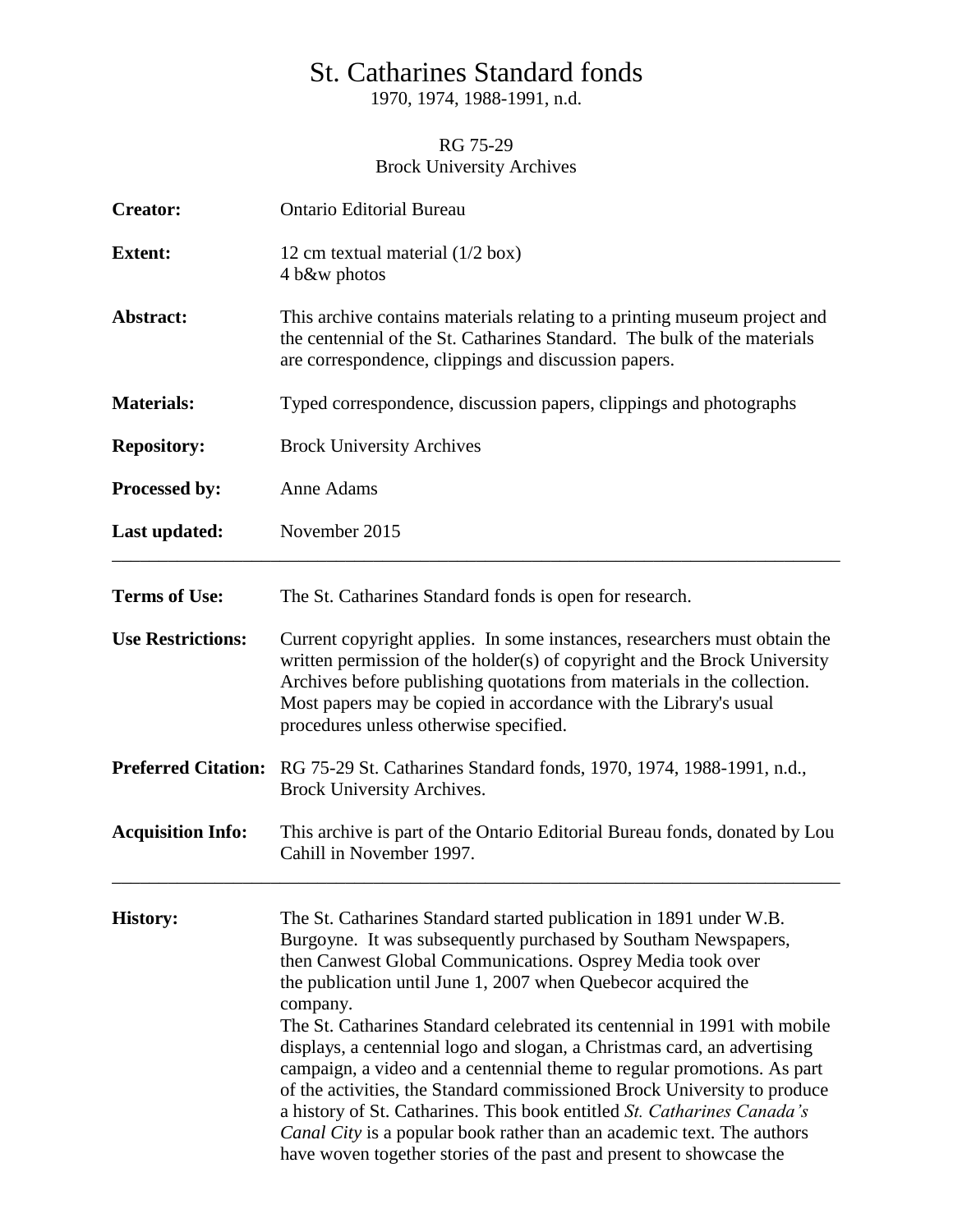# St. Catharines Standard fonds

1970, 1974, 1988-1991, n.d.

RG 75-29
Brock University Archives

**Creator:** Ontario Editorial Bureau

**Extent:** 12 cm textual material (1/2 box)
4 b&w photos

**Abstract:** This archive contains materials relating to a printing museum project and the centennial of the St. Catharines Standard. The bulk of the materials are correspondence, clippings and discussion papers.

**Materials:** Typed correspondence, discussion papers, clippings and photographs

**Repository:** Brock University Archives

**Processed by:** Anne Adams

**Last updated:** November 2015

---

**Terms of Use:** The St. Catharines Standard fonds is open for research.

**Use Restrictions:** Current copyright applies. In some instances, researchers must obtain the written permission of the holder(s) of copyright and the Brock University Archives before publishing quotations from materials in the collection. Most papers may be copied in accordance with the Library's usual procedures unless otherwise specified.

**Preferred Citation:** RG 75-29 St. Catharines Standard fonds, 1970, 1974, 1988-1991, n.d., Brock University Archives.

**Acquisition Info:** This archive is part of the Ontario Editorial Bureau fonds, donated by Lou Cahill in November 1997.

---

**History:** The St. Catharines Standard started publication in 1891 under W.B. Burgoyne. It was subsequently purchased by Southam Newspapers, then Canwest Global Communications. Osprey Media took over the publication until June 1, 2007 when Quebecor acquired the company.

The St. Catharines Standard celebrated its centennial in 1991 with mobile displays, a centennial logo and slogan, a Christmas card, an advertising campaign, a video and a centennial theme to regular promotions. As part of the activities, the Standard commissioned Brock University to produce a history of St. Catharines. This book entitled *St. Catharines Canada's Canal City* is a popular book rather than an academic text. The authors have woven together stories of the past and present to showcase the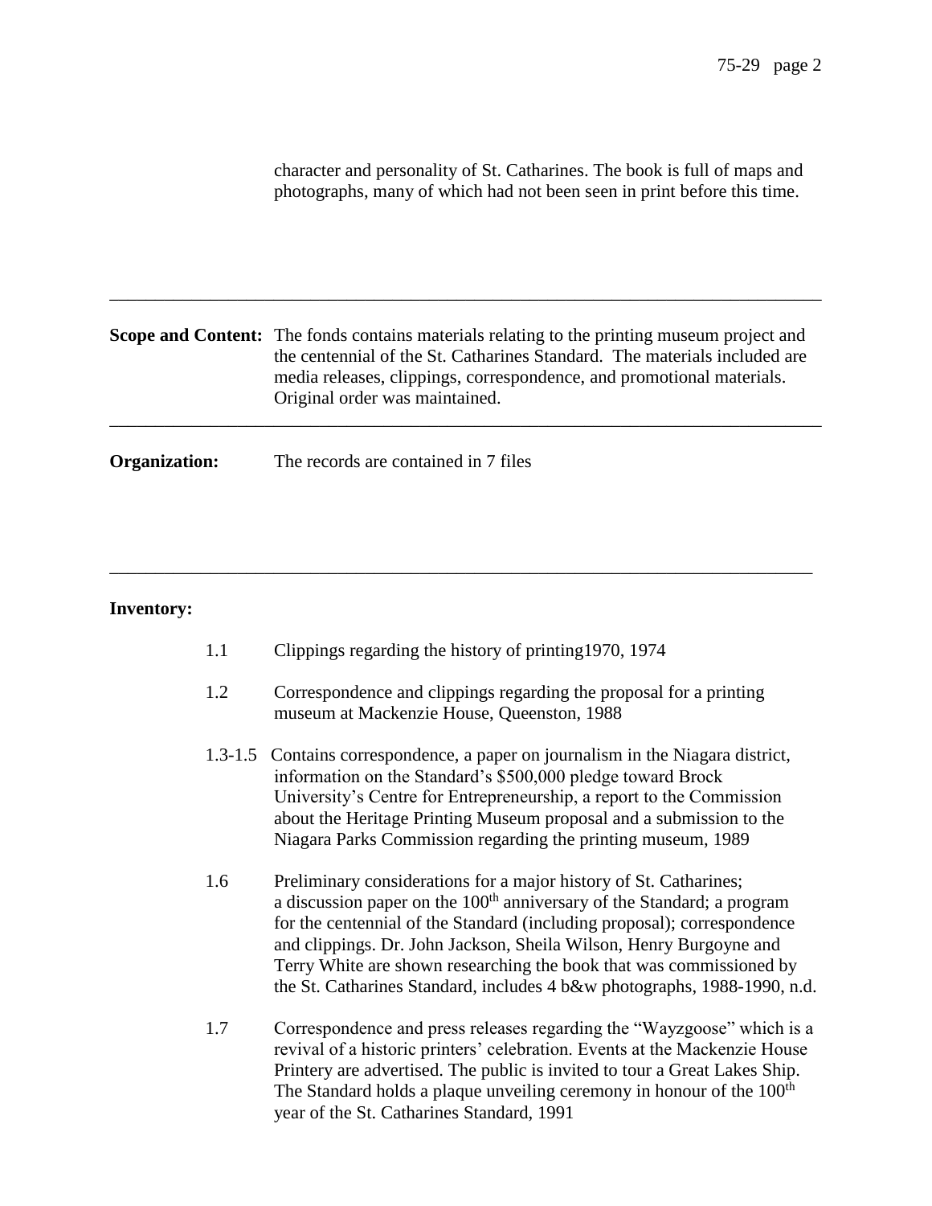character and personality of St. Catharines. The book is full of maps and photographs, many of which had not been seen in print before this time.

---

**Scope and Content:** The fonds contains materials relating to the printing museum project and the centennial of the St. Catharines Standard. The materials included are media releases, clippings, correspondence, and promotional materials. Original order was maintained.

---

**Organization:** The records are contained in 7 files

---

**Inventory:**

1.1 Clippings regarding the history of printing1970, 1974

1.2 Correspondence and clippings regarding the proposal for a printing museum at Mackenzie House, Queenston, 1988

1.3-1.5 Contains correspondence, a paper on journalism in the Niagara district, information on the Standard's $500,000 pledge toward Brock University's Centre for Entrepreneurship, a report to the Commission about the Heritage Printing Museum proposal and a submission to the Niagara Parks Commission regarding the printing museum, 1989

1.6 Preliminary considerations for a major history of St. Catharines; a discussion paper on the 100th anniversary of the Standard; a program for the centennial of the Standard (including proposal); correspondence and clippings. Dr. John Jackson, Sheila Wilson, Henry Burgoyne and Terry White are shown researching the book that was commissioned by the St. Catharines Standard, includes 4 b&w photographs, 1988-1990, n.d.

1.7 Correspondence and press releases regarding the "Wayzgoose" which is a revival of a historic printers' celebration. Events at the Mackenzie House Printery are advertised. The public is invited to tour a Great Lakes Ship. The Standard holds a plaque unveiling ceremony in honour of the 100th year of the St. Catharines Standard, 1991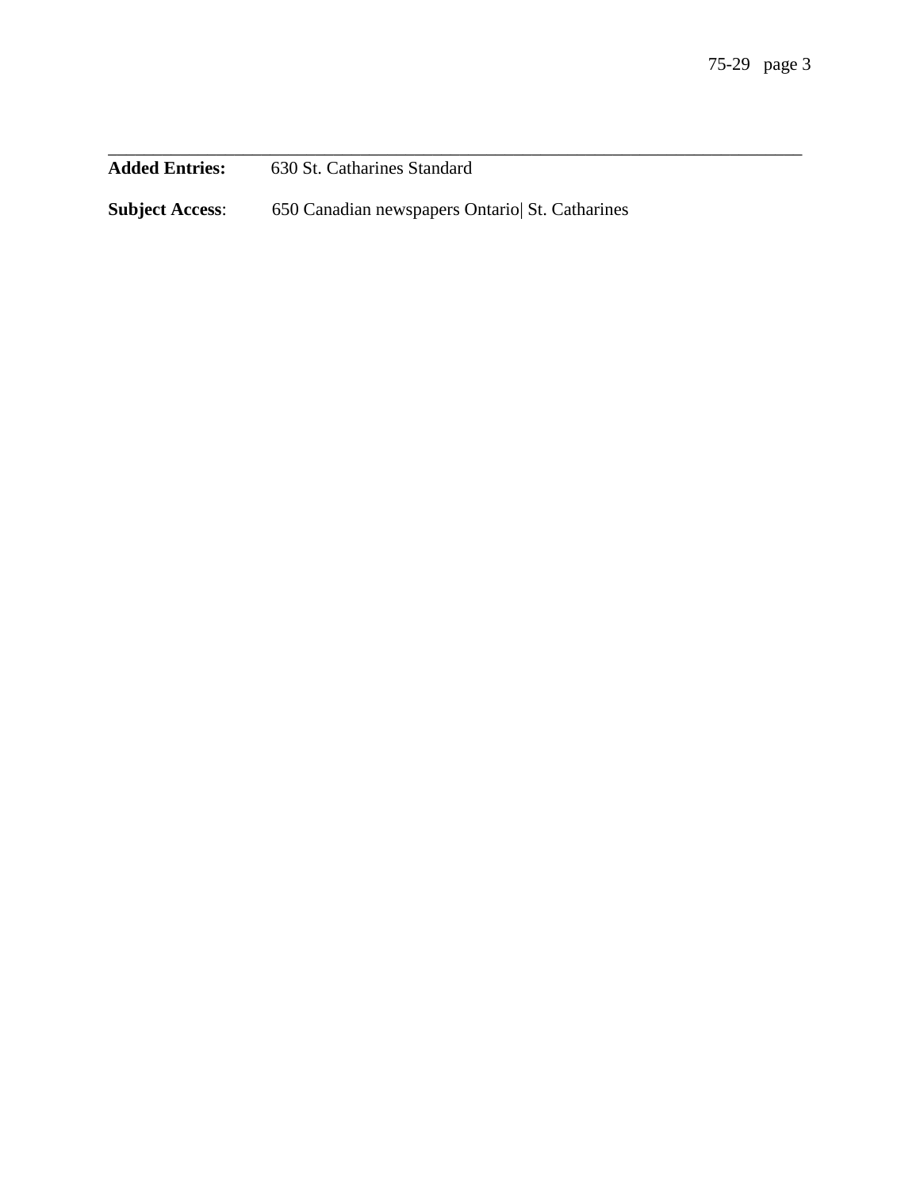---

**Added Entries:** 630 St. Catharines Standard

**Subject Access**: 650 Canadian newspapers Ontario| St. Catharines